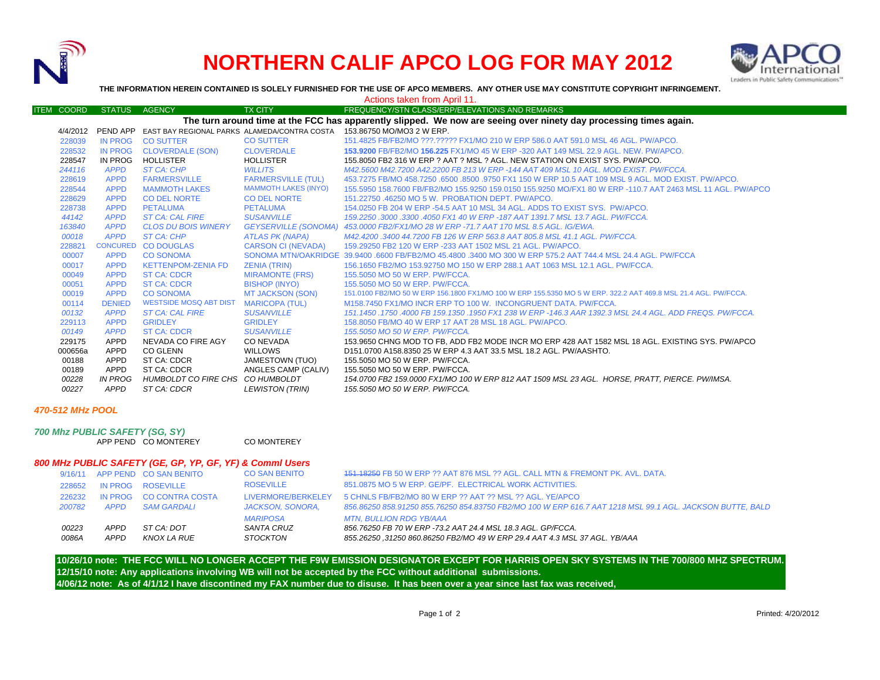# NORTHERN CALIF APCO LOG FOR MAY 2012

**THE INFORMATION HEREIN CONTAINED IS SOLELY FURNISHED FOR THE USE OF APCO MEMBERS. ANY OTHER USE MAY CONSTITUTE COPYRIGHT INFRINGEMENT.**

Actions taken from April 11.

| ITEM COORD | STATUS | AGENCY | TX CITY | FREQUENCY/STN CLASS/ERP/ELEVATIONS AND REMARKS |
|---|---|---|---|---|
| | | | | **The turn around time at the FCC has apparently slipped. We now are seeing over ninety day processing times again.** |
| 4/4/2012 | PEND APP | EAST BAY REGIONAL PARKS | ALAMEDA/CONTRA COSTA | 153.86750 MO/MO3 2 W ERP. |
| 228039 | IN PROG | CO SUTTER | CO SUTTER | 151.4825 FB/FB2/MO ???.????? FX1/MO 210 W ERP 586.0 AAT 591.0 MSL 46 AGL. PW/APCO. |
| 228532 | IN PROG | CLOVERDALE (SON) | CLOVERDALE | **153.9200** FB/FB2/MO **156.225** FX1/MO 45 W ERP -320 AAT 149 MSL 22.9 AGL. NEW. PW/APCO. |
| 228547 | IN PROG | HOLLISTER | HOLLISTER | 155.8050 FB2 316 W ERP ? AAT ? MSL ? AGL. NEW STATION ON EXIST SYS. PW/APCO. |
| *244116* | *APPD* | *ST CA: CHP* | *WILLITS* | *M42.5600 M42.7200 A42.2200 FB 213 W ERP -144 AAT 409 MSL 10 AGL. MOD EXIST. PW/FCCA.* |
| 228619 | APPD | FARMERSVILLE | FARMERSVILLE (TUL) | 453.7275 FB/MO 458.7250 .6500 .8500 .9750 FX1 150 W ERP 10.5 AAT 109 MSL 9 AGL. MOD EXIST. PW/APCO. |
| 228544 | APPD | MAMMOTH LAKES | MAMMOTH LAKES (INYO) | 155.5950 158.7600 FB/FB2/MO 155.9250 159.0150 155.9250 MO/FX1 80 W ERP -110.7 AAT 2463 MSL 11 AGL. PW/APCO |
| 228629 | APPD | CO DEL NORTE | CO DEL NORTE | 151.22750 .46250 MO 5 W. PROBATION DEPT. PW/APCO. |
| 228738 | APPD | PETALUMA | PETALUMA | 154.0250 FB 204 W ERP -54.5 AAT 10 MSL 34 AGL. ADDS TO EXIST SYS. PW/APCO. |
| *44142* | *APPD* | *ST CA: CAL FIRE* | *SUSANVILLE* | *159.2250 .3000 .3300 .4050 FX1 40 W ERP -187 AAT 1391.7 MSL 13.7 AGL. PW/FCCA.* |
| *163840* | *APPD* | *CLOS DU BOIS WINERY* | *GEYSERVILLE (SONOMA)* | *453.0000 FB2/FX1/MO 28 W ERP -71.7 AAT 170 MSL 8.5 AGL. IG/EWA.* |
| *00018* | *APPD* | *ST CA: CHP* | *ATLAS PK (NAPA)* | *M42.4200 .3400 44.7200 FB 126 W ERP 563.8 AAT 805.8 MSL 41.1 AGL. PW/FCCA.* |
| 228821 | CONCURED | CO DOUGLAS | CARSON CI (NEVADA) | 159.29250 FB2 120 W ERP -233 AAT 1502 MSL 21 AGL. PW/APCO. |
| 00007 | APPD | CO SONOMA | SONOMA MTN/OAKRIDGE | 39.9400 .6600 FB/FB2/MO 45.4800 .3400 MO 300 W ERP 575.2 AAT 744.4 MSL 24.4 AGL. PW/FCCA |
| 00017 | APPD | KETTENPOM-ZENIA FD | ZENIA (TRIN) | 156.1650 FB2/MO 153.92750 MO 150 W ERP 288.1 AAT 1063 MSL 12.1 AGL. PW/FCCA. |
| 00049 | APPD | ST CA: CDCR | MIRAMONTE (FRS) | 155.5050 MO 50 W ERP. PW/FCCA. |
| 00051 | APPD | ST CA: CDCR | BISHOP (INYO) | 155.5050 MO 50 W ERP. PW/FCCA. |
| 00019 | APPD | CO SONOMA | MT JACKSON (SON) | 151.0100 FB2/MO 50 W ERP 156.1800 FX1/MO 100 W ERP 155.5350 MO 5 W ERP. 322.2 AAT 469.8 MSL 21.4 AGL. PW/FCCA. |
| 00114 | DENIED | WESTSIDE MOSQ ABT DIST | MARICOPA (TUL) | M158.7450 FX1/MO INCR ERP TO 100 W. INCONGRUENT DATA. PW/FCCA. |
| *00132* | *APPD* | *ST CA: CAL FIRE* | *SUSANVILLE* | *151.1450 .1750 .4000 FB 159.1350 .1950 FX1 238 W ERP -146.3 AAR 1392.3 MSL 24.4 AGL. ADD FREQS. PW/FCCA.* |
| 229113 | APPD | GRIDLEY | GRIDLEY | 158.8050 FB/MO 40 W ERP 17 AAT 28 MSL 18 AGL. PW/APCO. |
| *00149* | *APPD* | ST CA: CDCR | *SUSANVILLE* | *155.5050 MO 50 W ERP. PW/FCCA.* |
| 229175 | APPD | NEVADA CO FIRE AGY | CO NEVADA | 153.9650 CHNG MOD TO FB, ADD FB2 MODE INCR MO ERP 428 AAT 1582 MSL 18 AGL. EXISTING SYS. PW/APCO |
| 000656a | APPD | CO GLENN | WILLOWS | D151.0700 A158.8350 25 W ERP 4.3 AAT 33.5 MSL 18.2 AGL. PW/AASHTO. |
| 00188 | APPD | ST CA: CDCR | JAMESTOWN (TUO) | 155.5050 MO 50 W ERP. PW/FCCA. |
| 00189 | APPD | ST CA: CDCR | ANGLES CAMP (CALIV) | 155.5050 MO 50 W ERP. PW/FCCA. |
| *00228* | *IN PROG* | *HUMBOLDT CO FIRE CHS* | *CO HUMBOLDT* | *154.0700 FB2 159.0000 FX1/MO 100 W ERP 812 AAT 1509 MSL 23 AGL. HORSE, PRATT, PIERCE. PW/IMSA.* |
| *00227* | *APPD* | *ST CA: CDCR* | *LEWISTON (TRIN)* | *155.5050 MO 50 W ERP. PW/FCCA.* |

### *470-512 MHz POOL*

### *700 Mhz PUBLIC SAFETY (SG, SY)*

| ITEM COORD | STATUS | AGENCY | TX CITY | FREQUENCY/STN CLASS/ERP/ELEVATIONS AND REMARKS |
|---|---|---|---|---|
| | APP PEND | CO MONTEREY | CO MONTEREY | |

### *800 MHz PUBLIC SAFETY (GE, GP, YP, GF, YF) & Comml Users*

| ITEM COORD | STATUS | AGENCY | TX CITY | FREQUENCY/STN CLASS/ERP/ELEVATIONS AND REMARKS |
|---|---|---|---|---|
| 9/16/11 | APP PEND | CO SAN BENITO | CO SAN BENITO | ~~151.18250~~ FB 50 W ERP ?? AAT 876 MSL ?? AGL. CALL MTN & FREMONT PK. AVL. DATA. |
| 228652 | IN PROG | ROSEVILLE | ROSEVILLE | 851.0875 MO 5 W ERP. GE/PF. ELECTRICAL WORK ACTIVITIES. |
| 226232 | IN PROG | CO CONTRA COSTA | LIVERMORE/BERKELEY | 5 CHNLS FB/FB2/MO 80 W ERP ?? AAT ?? MSL ?? AGL. YE/APCO |
| *200782* | *APPD* | *SAM GARDALI* | *JACKSON, SONORA, MARIPOSA* | *856.86250 858.91250 855.76250 854.83750 FB2/MO 100 W ERP 616.7 AAT 1218 MSL 99.1 AGL. JACKSON BUTTE, BALD MTN, BULLION RDG YB/AAA* |
| *00223* | *APPD* | *ST CA: DOT* | *SANTA CRUZ* | *856.76250 FB 70 W ERP -73.2 AAT 24.4 MSL 18.3 AGL. GP/FCCA.* |
| *0086A* | *APPD* | *KNOX LA RUE* | *STOCKTON* | *855.26250 ,31250 860.86250 FB2/MO 49 W ERP 29.4 AAT 4.3 MSL 37 AGL. YB/AAA* |

**10/26/10 note: THE FCC WILL NO LONGER ACCEPT THE F9W EMISSION DESIGNATOR EXCEPT FOR HARRIS OPEN SKY SYSTEMS IN THE 700/800 MHZ SPECTRUM.**
**12/15/10 note: Any applications involving WB will not be accepted by the FCC without additional submissions.**
**4/06/12 note: As of 4/1/12 I have discontined my FAX number due to disuse. It has been over a year since last fax was received,**

Printed: 4/20/2012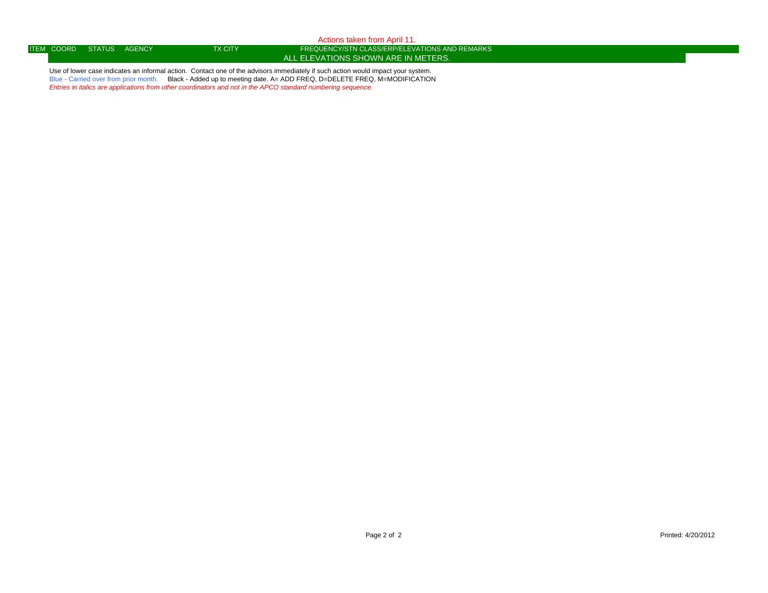Actions taken from April 11.

| ITEM | COORD | STATUS | AGENCY | TX CITY | FREQUENCY/STN CLASS/ERP/ELEVATIONS AND REMARKS |
|---|---|---|---|---|---|

ALL ELEVATIONS SHOWN ARE IN METERS.

Use of lower case indicates an informal action. Contact one of the advisors immediately if such action would impact your system.

Blue - Carried over from prior month. Black - Added up to meeting date. A= ADD FREQ, D=DELETE FREQ, M=MODIFICATION

*Entries in italics are applications from other coordinators and not in the APCO standard numbering sequence.*

Printed: 4/20/2012